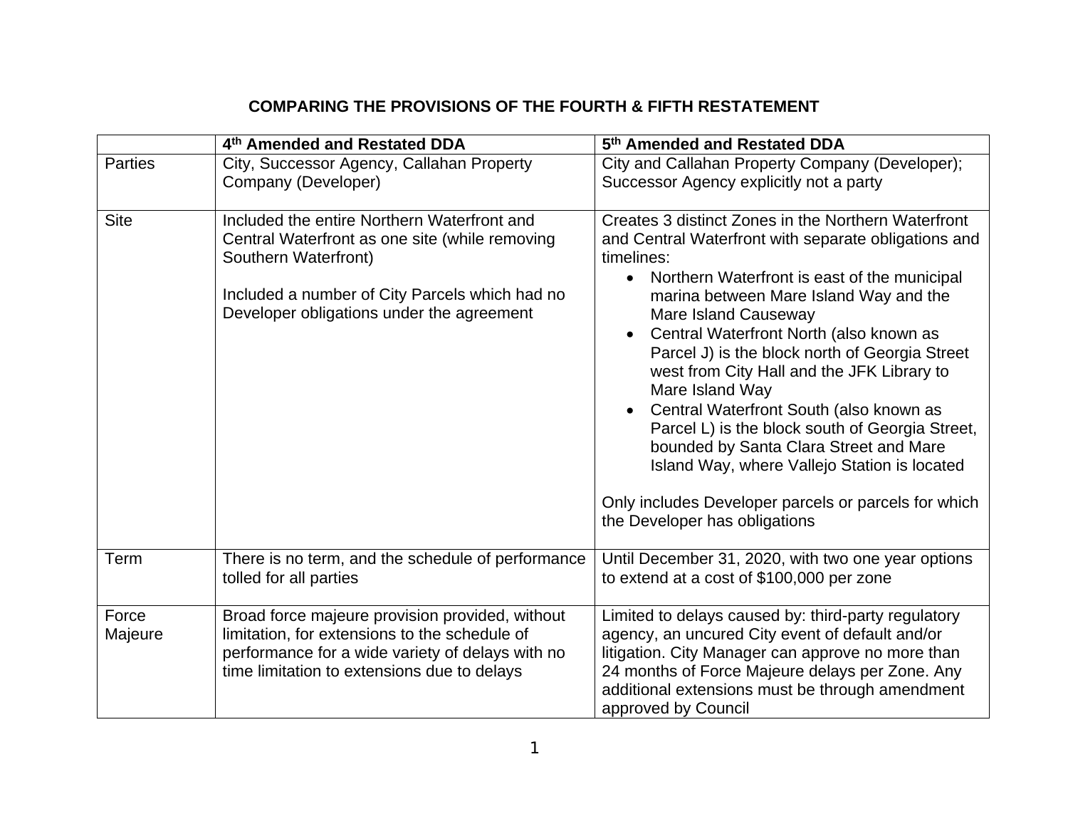# COMPARING THE PROVISIONS OF THE FOURTH & FIFTH RESTATEMENT

| | 4th Amended and Restated DDA | 5th Amended and Restated DDA |
|---|---|---|
| Parties | City, Successor Agency, Callahan Property Company (Developer) | City and Callahan Property Company (Developer); Successor Agency explicitly not a party |
| Site | Included the entire Northern Waterfront and Central Waterfront as one site (while removing Southern Waterfront)<br><br>Included a number of City Parcels which had no Developer obligations under the agreement | Creates 3 distinct Zones in the Northern Waterfront and Central Waterfront with separate obligations and timelines:<br>• Northern Waterfront is east of the municipal marina between Mare Island Way and the Mare Island Causeway<br>• Central Waterfront North (also known as Parcel J) is the block north of Georgia Street west from City Hall and the JFK Library to Mare Island Way<br>• Central Waterfront South (also known as Parcel L) is the block south of Georgia Street, bounded by Santa Clara Street and Mare Island Way, where Vallejo Station is located<br><br>Only includes Developer parcels or parcels for which the Developer has obligations |
| Term | There is no term, and the schedule of performance tolled for all parties | Until December 31, 2020, with two one year options to extend at a cost of $100,000 per zone |
| Force Majeure | Broad force majeure provision provided, without limitation, for extensions to the schedule of performance for a wide variety of delays with no time limitation to extensions due to delays | Limited to delays caused by: third-party regulatory agency, an uncured City event of default and/or litigation. City Manager can approve no more than 24 months of Force Majeure delays per Zone. Any additional extensions must be through amendment approved by Council |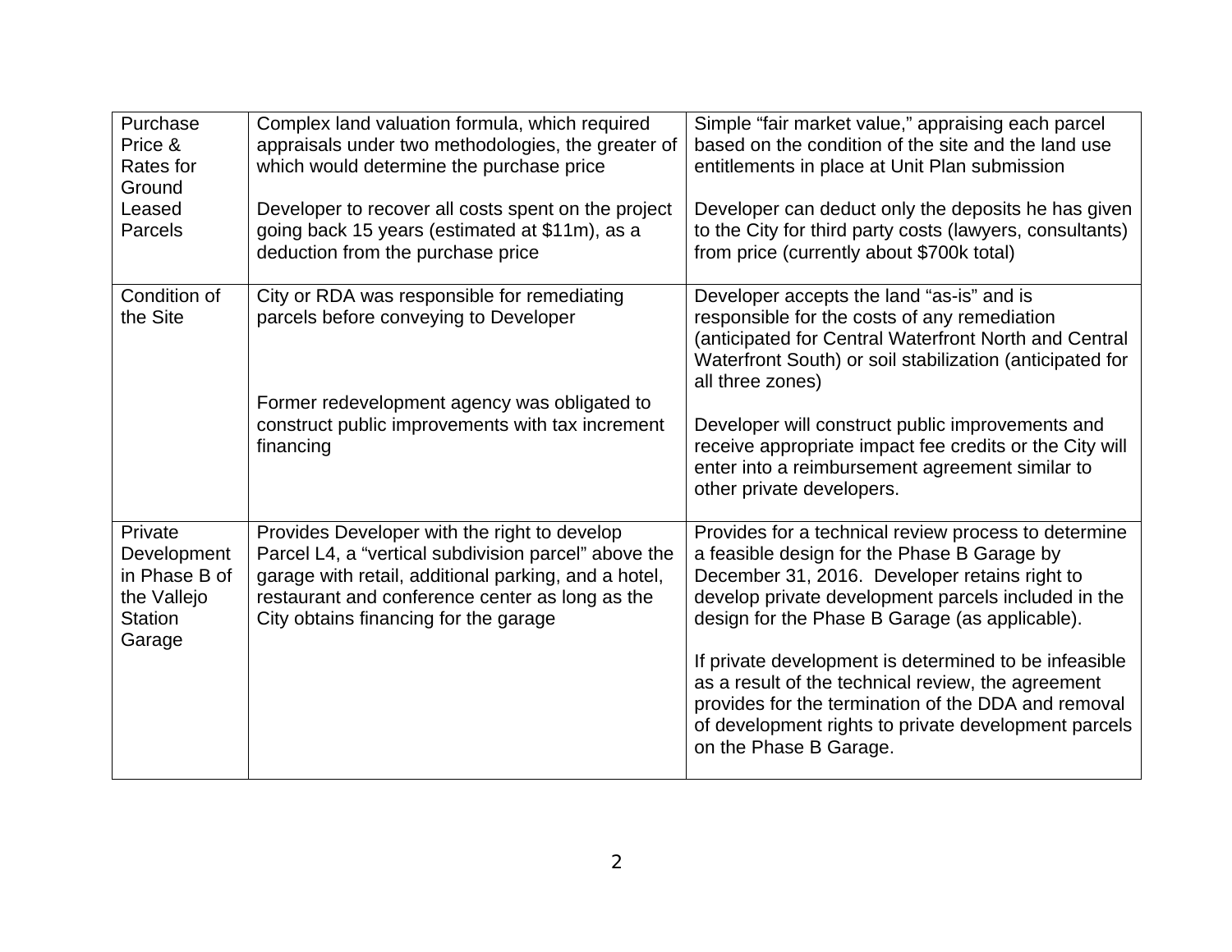| | | |
|---|---|---|
| Purchase Price & Rates for Ground Leased Parcels | Complex land valuation formula, which required appraisals under two methodologies, the greater of which would determine the purchase price<br><br>Developer to recover all costs spent on the project going back 15 years (estimated at $11m), as a deduction from the purchase price | Simple "fair market value," appraising each parcel based on the condition of the site and the land use entitlements in place at Unit Plan submission<br><br>Developer can deduct only the deposits he has given to the City for third party costs (lawyers, consultants) from price (currently about $700k total) |
| Condition of the Site | City or RDA was responsible for remediating parcels before conveying to Developer<br><br>Former redevelopment agency was obligated to construct public improvements with tax increment financing | Developer accepts the land "as-is" and is responsible for the costs of any remediation (anticipated for Central Waterfront North and Central Waterfront South) or soil stabilization (anticipated for all three zones)<br><br>Developer will construct public improvements and receive appropriate impact fee credits or the City will enter into a reimbursement agreement similar to other private developers. |
| Private Development in Phase B of the Vallejo Station Garage | Provides Developer with the right to develop Parcel L4, a "vertical subdivision parcel" above the garage with retail, additional parking, and a hotel, restaurant and conference center as long as the City obtains financing for the garage | Provides for a technical review process to determine a feasible design for the Phase B Garage by December 31, 2016. Developer retains right to develop private development parcels included in the design for the Phase B Garage (as applicable).<br><br>If private development is determined to be infeasible as a result of the technical review, the agreement provides for the termination of the DDA and removal of development rights to private development parcels on the Phase B Garage. |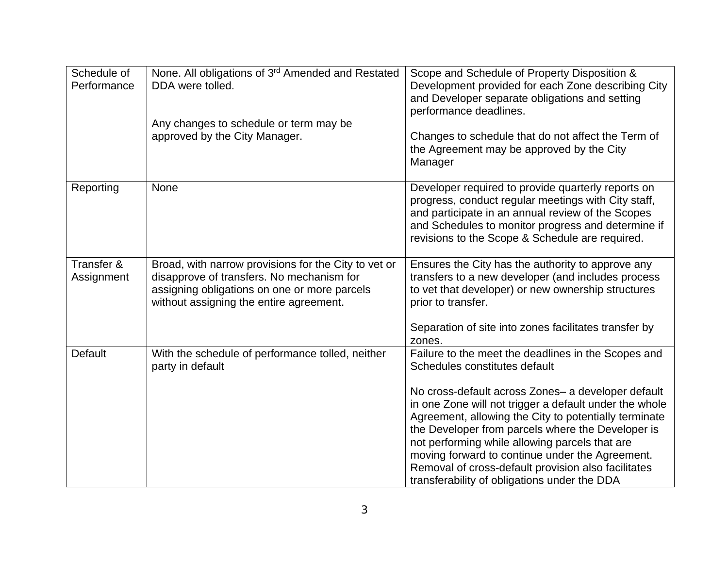| | | |
|---|---|---|
| Schedule of Performance | None. All obligations of 3rd Amended and Restated DDA were tolled.<br><br>Any changes to schedule or term may be approved by the City Manager. | Scope and Schedule of Property Disposition & Development provided for each Zone describing City and Developer separate obligations and setting performance deadlines.<br><br>Changes to schedule that do not affect the Term of the Agreement may be approved by the City Manager |
| Reporting | None | Developer required to provide quarterly reports on progress, conduct regular meetings with City staff, and participate in an annual review of the Scopes and Schedules to monitor progress and determine if revisions to the Scope & Schedule are required. |
| Transfer & Assignment | Broad, with narrow provisions for the City to vet or disapprove of transfers. No mechanism for assigning obligations on one or more parcels without assigning the entire agreement. | Ensures the City has the authority to approve any transfers to a new developer (and includes process to vet that developer) or new ownership structures prior to transfer.<br><br>Separation of site into zones facilitates transfer by zones. |
| Default | With the schedule of performance tolled, neither party in default | Failure to the meet the deadlines in the Scopes and Schedules constitutes default<br><br>No cross-default across Zones– a developer default in one Zone will not trigger a default under the whole Agreement, allowing the City to potentially terminate the Developer from parcels where the Developer is not performing while allowing parcels that are moving forward to continue under the Agreement. Removal of cross-default provision also facilitates transferability of obligations under the DDA |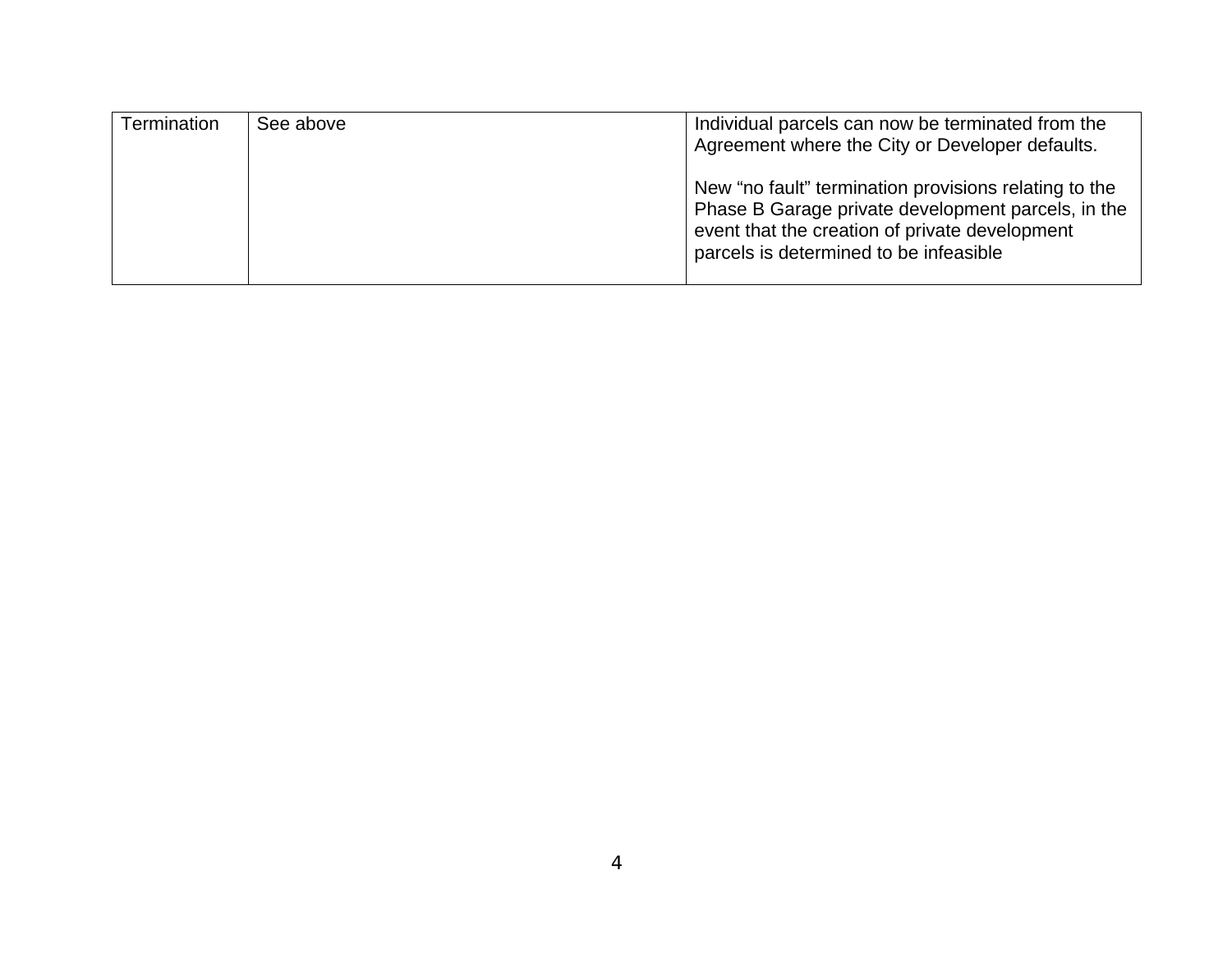| | | |
|---|---|---|
| Termination | See above | Individual parcels can now be terminated from the Agreement where the City or Developer defaults.<br><br>New “no fault” termination provisions relating to the Phase B Garage private development parcels, in the event that the creation of private development parcels is determined to be infeasible |